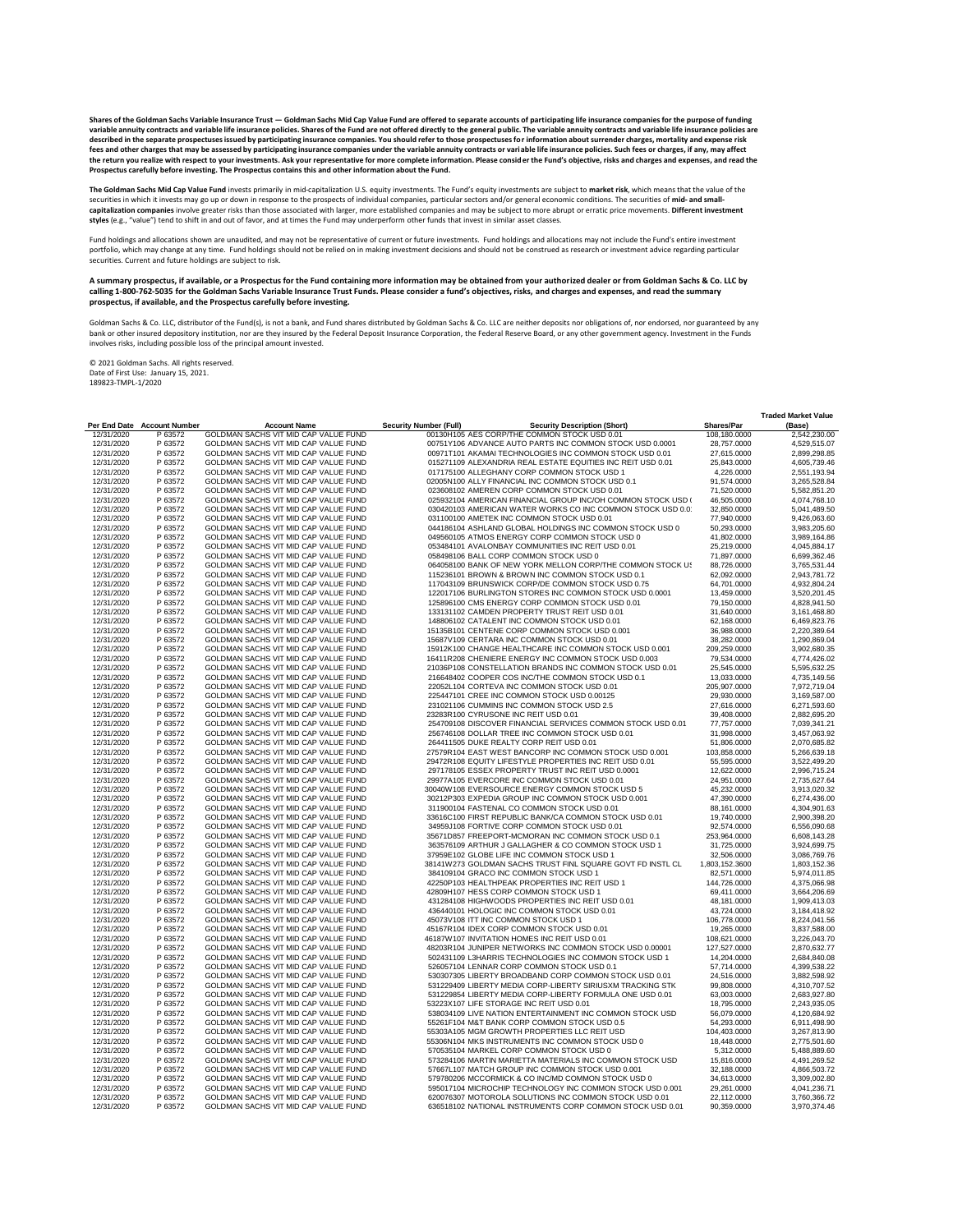**Shares of the Goldman Sachs Variable Insurance Trust — Goldman Sachs Mid Cap Value Fund are offered to separate accounts of participating life insurance companies for the purpose of funding variable annuity contracts and variable life insurance policies. Shares of the Fund are not offered directly to the general public. The variable annuity contracts and variable life insurance policies are described in the separate prospectuses issued by participating insurance companies. You should refer to those prospectuses for information about surrender charges, mortality and expense risk fees and other charges that may be assessed by participating insurance companies under the variable annuity contracts or variable life insurance policies. Such fees or charges, if any, may affect the return you realize with respect to your investments. Ask your representative for more complete information. Please consider the Fund's objective, risks and charges and expenses, and read the Prospectus carefully before investing. The Prospectus contains this and other information about the Fund.**

**The Goldman Sachs Mid Cap Value Fund** invests primarily in mid-capitalization U.S. equity investments. The Fund's equity investments are subject to **market risk**, which means that the value of the securities in which it invests may go up or down in response to the prospects of individual companies, particular sectors and/or general economic conditions. The securities of **mid- and small-capitalization companies** involve greater risks than those associated with larger, more established companies and may be subject to more abrupt or erratic price movements. **Different investment styles** (e.g., "value") tend to shift in and out of favor, and at times the Fund may underperform other funds that invest in similar asset classes.

Fund holdings and allocations shown are unaudited, and may not be representative of current or future investments. Fund holdings and allocations may not include the Fund's entire investment portfolio, which may change at any time. Fund holdings should not be relied on in making investment decisions and should not be construed as research or investment advice regarding particular securities. Current and future holdings are subject to risk.

**A summary prospectus, if available, or a Prospectus for the Fund containing more information may be obtained from your authorized dealer or from Goldman Sachs & Co. LLC by calling 1-800-762-5035 for the Goldman Sachs Variable Insurance Trust Funds. Please consider a fund's objectives, risks, and charges and expenses, and read the summary prospectus, if available, and the Prospectus carefully before investing.**

Goldman Sachs & Co. LLC, distributor of the Fund(s), is not a bank, and Fund shares distributed by Goldman Sachs & Co. LLC are neither deposits nor obligations of, nor endorsed, nor guaranteed by any bank or other insured depository institution, nor are they insured by the Federal Deposit Insurance Corporation, the Federal Reserve Board, or any other government agency. Investment in the Funds involves risks, including possible loss of the principal amount invested.

© 2021 Goldman Sachs. All rights reserved.
Date of First Use: January 15, 2021.
189823-TMPL-1/2020

| Per End Date | Account Number | Account Name | Security Number (Full) | Security Description (Short) | Shares/Par | Traded Market Value (Base) |
|---|---|---|---|---|---|---|
| 12/31/2020 | P 63572 | GOLDMAN SACHS VIT MID CAP VALUE FUND | 00130H105 | AES CORP/THE COMMON STOCK USD 0.01 | 108,180.0000 | 2,542,230.00 |
| 12/31/2020 | P 63572 | GOLDMAN SACHS VIT MID CAP VALUE FUND | 00751Y106 | ADVANCE AUTO PARTS INC COMMON STOCK USD 0.0001 | 28,757.0000 | 4,529,515.07 |
| 12/31/2020 | P 63572 | GOLDMAN SACHS VIT MID CAP VALUE FUND | 00971T101 | AKAMAI TECHNOLOGIES INC COMMON STOCK USD 0.01 | 27,615.0000 | 2,899,298.85 |
| 12/31/2020 | P 63572 | GOLDMAN SACHS VIT MID CAP VALUE FUND | 015271109 | ALEXANDRIA REAL ESTATE EQUITIES INC REIT USD 0.01 | 25,843.0000 | 4,605,739.46 |
| 12/31/2020 | P 63572 | GOLDMAN SACHS VIT MID CAP VALUE FUND | 017175100 | ALLEGHANY CORP COMMON STOCK USD 1 | 4,226.0000 | 2,551,193.94 |
| 12/31/2020 | P 63572 | GOLDMAN SACHS VIT MID CAP VALUE FUND | 02005N100 | ALLY FINANCIAL INC COMMON STOCK USD 0.1 | 91,574.0000 | 3,265,528.84 |
| 12/31/2020 | P 63572 | GOLDMAN SACHS VIT MID CAP VALUE FUND | 023608102 | AMEREN CORP COMMON STOCK USD 0.01 | 71,520.0000 | 5,582,851.20 |
| 12/31/2020 | P 63572 | GOLDMAN SACHS VIT MID CAP VALUE FUND | 025932104 | AMERICAN FINANCIAL GROUP INC/OH COMMON STOCK USD ( | 46,505.0000 | 4,074,768.10 |
| 12/31/2020 | P 63572 | GOLDMAN SACHS VIT MID CAP VALUE FUND | 030420103 | AMERICAN WATER WORKS CO INC COMMON STOCK USD 0.0 | 32,850.0000 | 5,041,489.50 |
| 12/31/2020 | P 63572 | GOLDMAN SACHS VIT MID CAP VALUE FUND | 031100100 | AMETEK INC COMMON STOCK USD 0.01 | 77,940.0000 | 9,426,063.60 |
| 12/31/2020 | P 63572 | GOLDMAN SACHS VIT MID CAP VALUE FUND | 044186104 | ASHLAND GLOBAL HOLDINGS INC COMMON STOCK USD 0 | 50,293.0000 | 3,983,205.60 |
| 12/31/2020 | P 63572 | GOLDMAN SACHS VIT MID CAP VALUE FUND | 049560105 | ATMOS ENERGY CORP COMMON STOCK USD 0 | 41,802.0000 | 3,989,164.86 |
| 12/31/2020 | P 63572 | GOLDMAN SACHS VIT MID CAP VALUE FUND | 053484101 | AVALONBAY COMMUNITIES INC REIT USD 0.01 | 25,219.0000 | 4,045,884.17 |
| 12/31/2020 | P 63572 | GOLDMAN SACHS VIT MID CAP VALUE FUND | 058498106 | BALL CORP COMMON STOCK USD 0 | 71,897.0000 | 6,699,362.46 |
| 12/31/2020 | P 63572 | GOLDMAN SACHS VIT MID CAP VALUE FUND | 064058100 | BANK OF NEW YORK MELLON CORP/THE COMMON STOCK US | 88,726.0000 | 3,765,531.44 |
| 12/31/2020 | P 63572 | GOLDMAN SACHS VIT MID CAP VALUE FUND | 115236101 | BROWN & BROWN INC COMMON STOCK USD 0.1 | 62,092.0000 | 2,943,781.72 |
| 12/31/2020 | P 63572 | GOLDMAN SACHS VIT MID CAP VALUE FUND | 117043109 | BRUNSWICK CORP/DE COMMON STOCK USD 0.75 | 64,701.0000 | 4,932,804.24 |
| 12/31/2020 | P 63572 | GOLDMAN SACHS VIT MID CAP VALUE FUND | 122017106 | BURLINGTON STORES INC COMMON STOCK USD 0.0001 | 13,459.0000 | 3,520,201.45 |
| 12/31/2020 | P 63572 | GOLDMAN SACHS VIT MID CAP VALUE FUND | 125896100 | CMS ENERGY CORP COMMON STOCK USD 0.01 | 79,150.0000 | 4,828,941.50 |
| 12/31/2020 | P 63572 | GOLDMAN SACHS VIT MID CAP VALUE FUND | 133131102 | CAMDEN PROPERTY TRUST REIT USD 0.01 | 31,640.0000 | 3,161,468.80 |
| 12/31/2020 | P 63572 | GOLDMAN SACHS VIT MID CAP VALUE FUND | 148806102 | CATALENT INC COMMON STOCK USD 0.01 | 62,168.0000 | 6,469,823.76 |
| 12/31/2020 | P 63572 | GOLDMAN SACHS VIT MID CAP VALUE FUND | 15135B101 | CENTENE CORP COMMON STOCK USD 0.001 | 36,988.0000 | 2,220,389.64 |
| 12/31/2020 | P 63572 | GOLDMAN SACHS VIT MID CAP VALUE FUND | 15687V109 | CERTARA INC COMMON STOCK USD 0.01 | 38,282.0000 | 1,290,869.04 |
| 12/31/2020 | P 63572 | GOLDMAN SACHS VIT MID CAP VALUE FUND | 15912K100 | CHANGE HEALTHCARE INC COMMON STOCK USD 0.001 | 209,259.0000 | 3,902,680.35 |
| 12/31/2020 | P 63572 | GOLDMAN SACHS VIT MID CAP VALUE FUND | 16411R208 | CHENIERE ENERGY INC COMMON STOCK USD 0.003 | 79,534.0000 | 4,774,426.02 |
| 12/31/2020 | P 63572 | GOLDMAN SACHS VIT MID CAP VALUE FUND | 21036P108 | CONSTELLATION BRANDS INC COMMON STOCK USD 0.01 | 25,545.0000 | 5,595,632.25 |
| 12/31/2020 | P 63572 | GOLDMAN SACHS VIT MID CAP VALUE FUND | 216648402 | COOPER COS INC/THE COMMON STOCK USD 0.1 | 13,033.0000 | 4,735,149.56 |
| 12/31/2020 | P 63572 | GOLDMAN SACHS VIT MID CAP VALUE FUND | 22052L104 | CORTEVA INC COMMON STOCK USD 0.01 | 205,907.0000 | 7,972,719.04 |
| 12/31/2020 | P 63572 | GOLDMAN SACHS VIT MID CAP VALUE FUND | 225447101 | CREE INC COMMON STOCK USD 0.00125 | 29,930.0000 | 3,169,587.00 |
| 12/31/2020 | P 63572 | GOLDMAN SACHS VIT MID CAP VALUE FUND | 231021106 | CUMMINS INC COMMON STOCK USD 2.5 | 27,616.0000 | 6,271,593.60 |
| 12/31/2020 | P 63572 | GOLDMAN SACHS VIT MID CAP VALUE FUND | 23283R100 | CYRUSONE INC REIT USD 0.01 | 39,408.0000 | 2,882,695.20 |
| 12/31/2020 | P 63572 | GOLDMAN SACHS VIT MID CAP VALUE FUND | 254709108 | DISCOVER FINANCIAL SERVICES COMMON STOCK USD 0.01 | 77,757.0000 | 7,039,341.21 |
| 12/31/2020 | P 63572 | GOLDMAN SACHS VIT MID CAP VALUE FUND | 256746108 | DOLLAR TREE INC COMMON STOCK USD 0.01 | 31,998.0000 | 3,457,063.92 |
| 12/31/2020 | P 63572 | GOLDMAN SACHS VIT MID CAP VALUE FUND | 264411505 | DUKE REALTY CORP REIT USD 0.01 | 51,806.0000 | 2,070,685.82 |
| 12/31/2020 | P 63572 | GOLDMAN SACHS VIT MID CAP VALUE FUND | 27579R104 | EAST WEST BANCORP INC COMMON STOCK USD 0.001 | 103,858.0000 | 5,266,639.18 |
| 12/31/2020 | P 63572 | GOLDMAN SACHS VIT MID CAP VALUE FUND | 29472R108 | EQUITY LIFESTYLE PROPERTIES INC REIT USD 0.01 | 55,595.0000 | 3,522,499.20 |
| 12/31/2020 | P 63572 | GOLDMAN SACHS VIT MID CAP VALUE FUND | 297178105 | ESSEX PROPERTY TRUST INC REIT USD 0.0001 | 12,622.0000 | 2,996,715.24 |
| 12/31/2020 | P 63572 | GOLDMAN SACHS VIT MID CAP VALUE FUND | 29977A105 | EVERCORE INC COMMON STOCK USD 0.01 | 24,951.0000 | 2,735,627.64 |
| 12/31/2020 | P 63572 | GOLDMAN SACHS VIT MID CAP VALUE FUND | 30040W108 | EVERSOURCE ENERGY COMMON STOCK USD 5 | 45,232.0000 | 3,913,020.32 |
| 12/31/2020 | P 63572 | GOLDMAN SACHS VIT MID CAP VALUE FUND | 30212P303 | EXPEDIA GROUP INC COMMON STOCK USD 0.001 | 47,390.0000 | 6,274,436.00 |
| 12/31/2020 | P 63572 | GOLDMAN SACHS VIT MID CAP VALUE FUND | 311900104 | FASTENAL CO COMMON STOCK USD 0.01 | 88,161.0000 | 4,304,901.63 |
| 12/31/2020 | P 63572 | GOLDMAN SACHS VIT MID CAP VALUE FUND | 33616C100 | FIRST REPUBLIC BANK/CA COMMON STOCK USD 0.01 | 19,740.0000 | 2,900,398.20 |
| 12/31/2020 | P 63572 | GOLDMAN SACHS VIT MID CAP VALUE FUND | 34959J108 | FORTIVE CORP COMMON STOCK USD 0.01 | 92,574.0000 | 6,556,090.68 |
| 12/31/2020 | P 63572 | GOLDMAN SACHS VIT MID CAP VALUE FUND | 35671D857 | FREEPORT-MCMORAN INC COMMON STOCK USD 0.1 | 253,964.0000 | 6,608,143.28 |
| 12/31/2020 | P 63572 | GOLDMAN SACHS VIT MID CAP VALUE FUND | 363576109 | ARTHUR J GALLAGHER & CO COMMON STOCK USD 1 | 31,725.0000 | 3,924,699.75 |
| 12/31/2020 | P 63572 | GOLDMAN SACHS VIT MID CAP VALUE FUND | 37959E102 | GLOBE LIFE INC COMMON STOCK USD 1 | 32,506.0000 | 3,086,769.76 |
| 12/31/2020 | P 63572 | GOLDMAN SACHS VIT MID CAP VALUE FUND | 38141W273 | GOLDMAN SACHS TRUST FINL SQUARE GOVT FD INSTL CL | 1,803,152.3600 | 1,803,152.36 |
| 12/31/2020 | P 63572 | GOLDMAN SACHS VIT MID CAP VALUE FUND | 384109104 | GRACO INC COMMON STOCK USD 1 | 82,571.0000 | 5,974,011.85 |
| 12/31/2020 | P 63572 | GOLDMAN SACHS VIT MID CAP VALUE FUND | 42250P103 | HEALTHPEAK PROPERTIES INC REIT USD 1 | 144,726.0000 | 4,375,066.98 |
| 12/31/2020 | P 63572 | GOLDMAN SACHS VIT MID CAP VALUE FUND | 42809H107 | HESS CORP COMMON STOCK USD 1 | 69,411.0000 | 3,664,206.69 |
| 12/31/2020 | P 63572 | GOLDMAN SACHS VIT MID CAP VALUE FUND | 431284108 | HIGHWOODS PROPERTIES INC REIT USD 0.01 | 48,181.0000 | 1,909,413.03 |
| 12/31/2020 | P 63572 | GOLDMAN SACHS VIT MID CAP VALUE FUND | 436440101 | HOLOGIC INC COMMON STOCK USD 0.01 | 43,724.0000 | 3,184,418.92 |
| 12/31/2020 | P 63572 | GOLDMAN SACHS VIT MID CAP VALUE FUND | 45073V108 | ITT INC COMMON STOCK USD 1 | 106,778.0000 | 8,224,040.56 |
| 12/31/2020 | P 63572 | GOLDMAN SACHS VIT MID CAP VALUE FUND | 45167R104 | IDEX CORP COMMON STOCK USD 0.01 | 19,265.0000 | 3,837,588.00 |
| 12/31/2020 | P 63572 | GOLDMAN SACHS VIT MID CAP VALUE FUND | 46187W107 | INVITATION HOMES INC REIT USD 0.01 | 108,621.0000 | 3,226,043.70 |
| 12/31/2020 | P 63572 | GOLDMAN SACHS VIT MID CAP VALUE FUND | 48203R104 | JUNIPER NETWORKS INC COMMON STOCK USD 0.00001 | 127,527.0000 | 2,870,632.77 |
| 12/31/2020 | P 63572 | GOLDMAN SACHS VIT MID CAP VALUE FUND | 502431109 | L3HARRIS TECHNOLOGIES INC COMMON STOCK USD 1 | 14,204.0000 | 2,684,840.08 |
| 12/31/2020 | P 63572 | GOLDMAN SACHS VIT MID CAP VALUE FUND | 526057104 | LENNAR CORP COMMON STOCK USD 0.1 | 57,714.0000 | 4,399,538.22 |
| 12/31/2020 | P 63572 | GOLDMAN SACHS VIT MID CAP VALUE FUND | 530307305 | LIBERTY BROADBAND CORP COMMON STOCK USD 0.01 | 24,516.0000 | 3,882,598.92 |
| 12/31/2020 | P 63572 | GOLDMAN SACHS VIT MID CAP VALUE FUND | 531229409 | LIBERTY MEDIA CORP-LIBERTY SIRIUSXM TRACKING STK | 99,808.0000 | 4,310,707.52 |
| 12/31/2020 | P 63572 | GOLDMAN SACHS VIT MID CAP VALUE FUND | 531229854 | LIBERTY MEDIA CORP-LIBERTY FORMULA ONE USD 0.01 | 63,003.0000 | 2,683,927.80 |
| 12/31/2020 | P 63572 | GOLDMAN SACHS VIT MID CAP VALUE FUND | 53223X107 | LIFE STORAGE INC REIT USD 0.01 | 18,795.0000 | 2,243,935.05 |
| 12/31/2020 | P 63572 | GOLDMAN SACHS VIT MID CAP VALUE FUND | 538034109 | LIVE NATION ENTERTAINMENT INC COMMON STOCK USD | 56,079.0000 | 4,120,684.92 |
| 12/31/2020 | P 63572 | GOLDMAN SACHS VIT MID CAP VALUE FUND | 55261F104 | M&T BANK CORP COMMON STOCK USD 0.5 | 54,293.0000 | 6,911,498.90 |
| 12/31/2020 | P 63572 | GOLDMAN SACHS VIT MID CAP VALUE FUND | 55303A105 | MGM GROWTH PROPERTIES LLC REIT USD | 104,403.0000 | 3,267,813.90 |
| 12/31/2020 | P 63572 | GOLDMAN SACHS VIT MID CAP VALUE FUND | 55306N104 | MKS INSTRUMENTS INC COMMON STOCK USD 0 | 18,448.0000 | 2,775,501.60 |
| 12/31/2020 | P 63572 | GOLDMAN SACHS VIT MID CAP VALUE FUND | 570535104 | MARKEL CORP COMMON STOCK USD 0 | 5,312.0000 | 5,488,889.60 |
| 12/31/2020 | P 63572 | GOLDMAN SACHS VIT MID CAP VALUE FUND | 573284106 | MARTIN MARIETTA MATERIALS INC COMMON STOCK USD | 15,816.0000 | 4,491,269.52 |
| 12/31/2020 | P 63572 | GOLDMAN SACHS VIT MID CAP VALUE FUND | 57667L107 | MATCH GROUP INC COMMON STOCK USD 0.001 | 32,188.0000 | 4,866,503.72 |
| 12/31/2020 | P 63572 | GOLDMAN SACHS VIT MID CAP VALUE FUND | 579780206 | MCCORMICK & CO INC/MD COMMON STOCK USD 0 | 34,613.0000 | 3,309,002.80 |
| 12/31/2020 | P 63572 | GOLDMAN SACHS VIT MID CAP VALUE FUND | 595017104 | MICROCHIP TECHNOLOGY INC COMMON STOCK USD 0.001 | 29,261.0000 | 4,041,236.71 |
| 12/31/2020 | P 63572 | GOLDMAN SACHS VIT MID CAP VALUE FUND | 620076307 | MOTOROLA SOLUTIONS INC COMMON STOCK USD 0.01 | 22,112.0000 | 3,760,366.72 |
| 12/31/2020 | P 63572 | GOLDMAN SACHS VIT MID CAP VALUE FUND | 636518102 | NATIONAL INSTRUMENTS CORP COMMON STOCK USD 0.01 | 90,359.0000 | 3,970,374.46 |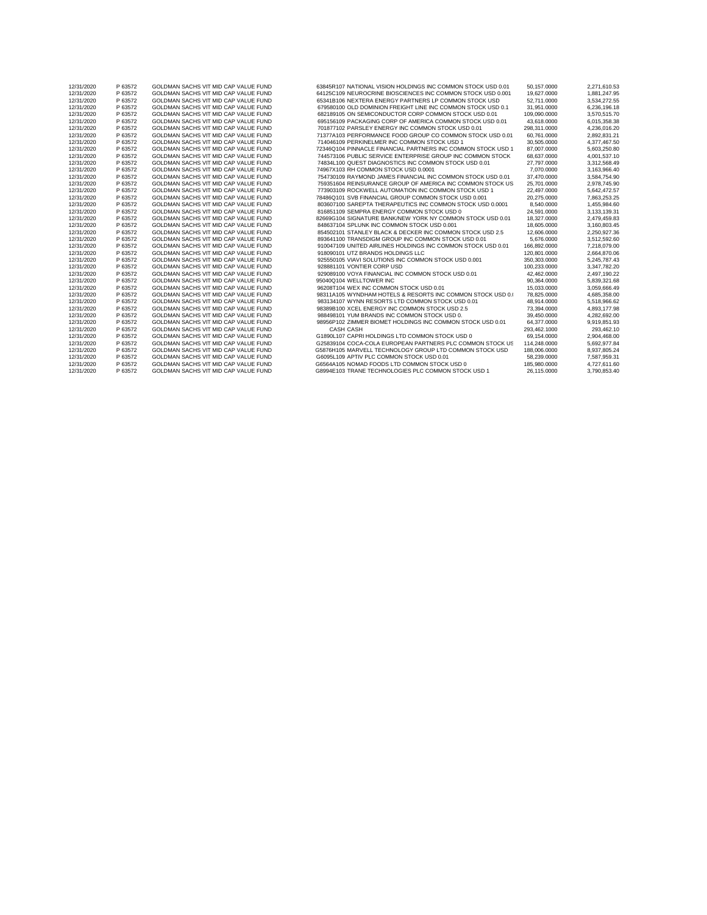| | | | | | | |
|---|---|---|---|---|---|---|
| 12/31/2020 | P 63572 | GOLDMAN SACHS VIT MID CAP VALUE FUND | 63845R107 | NATIONAL VISION HOLDINGS INC COMMON STOCK USD 0.01 | 50,157.0000 | 2,271,610.53 |
| 12/31/2020 | P 63572 | GOLDMAN SACHS VIT MID CAP VALUE FUND | 64125C109 | NEUROCRINE BIOSCIENCES INC COMMON STOCK USD 0.001 | 19,627.0000 | 1,881,247.95 |
| 12/31/2020 | P 63572 | GOLDMAN SACHS VIT MID CAP VALUE FUND | 65341B106 | NEXTERA ENERGY PARTNERS LP COMMON STOCK USD | 52,711.0000 | 3,534,272.55 |
| 12/31/2020 | P 63572 | GOLDMAN SACHS VIT MID CAP VALUE FUND | 679580100 | OLD DOMINION FREIGHT LINE INC COMMON STOCK USD 0.1 | 31,951.0000 | 6,236,196.18 |
| 12/31/2020 | P 63572 | GOLDMAN SACHS VIT MID CAP VALUE FUND | 682189105 | ON SEMICONDUCTOR CORP COMMON STOCK USD 0.01 | 109,090.0000 | 3,570,515.70 |
| 12/31/2020 | P 63572 | GOLDMAN SACHS VIT MID CAP VALUE FUND | 695156109 | PACKAGING CORP OF AMERICA COMMON STOCK USD 0.01 | 43,618.0000 | 6,015,358.38 |
| 12/31/2020 | P 63572 | GOLDMAN SACHS VIT MID CAP VALUE FUND | 701877102 | PARSLEY ENERGY INC COMMON STOCK USD 0.01 | 298,311.0000 | 4,236,016.20 |
| 12/31/2020 | P 63572 | GOLDMAN SACHS VIT MID CAP VALUE FUND | 71377A103 | PERFORMANCE FOOD GROUP CO COMMON STOCK USD 0.01 | 60,761.0000 | 2,892,831.21 |
| 12/31/2020 | P 63572 | GOLDMAN SACHS VIT MID CAP VALUE FUND | 714046109 | PERKINELMER INC COMMON STOCK USD 1 | 30,505.0000 | 4,377,467.50 |
| 12/31/2020 | P 63572 | GOLDMAN SACHS VIT MID CAP VALUE FUND | 72346Q104 | PINNACLE FINANCIAL PARTNERS INC COMMON STOCK USD 1 | 87,007.0000 | 5,603,250.80 |
| 12/31/2020 | P 63572 | GOLDMAN SACHS VIT MID CAP VALUE FUND | 744573106 | PUBLIC SERVICE ENTERPRISE GROUP INC COMMON STOCK | 68,637.0000 | 4,001,537.10 |
| 12/31/2020 | P 63572 | GOLDMAN SACHS VIT MID CAP VALUE FUND | 74834L100 | QUEST DIAGNOSTICS INC COMMON STOCK USD 0.01 | 27,797.0000 | 3,312,568.49 |
| 12/31/2020 | P 63572 | GOLDMAN SACHS VIT MID CAP VALUE FUND | 74967X103 | RH COMMON STOCK USD 0.0001 | 7,070.0000 | 3,163,966.40 |
| 12/31/2020 | P 63572 | GOLDMAN SACHS VIT MID CAP VALUE FUND | 754730109 | RAYMOND JAMES FINANCIAL INC COMMON STOCK USD 0.01 | 37,470.0000 | 3,584,754.90 |
| 12/31/2020 | P 63572 | GOLDMAN SACHS VIT MID CAP VALUE FUND | 759351604 | REINSURANCE GROUP OF AMERICA INC COMMON STOCK US | 25,701.0000 | 2,978,745.90 |
| 12/31/2020 | P 63572 | GOLDMAN SACHS VIT MID CAP VALUE FUND | 773903109 | ROCKWELL AUTOMATION INC COMMON STOCK USD 1 | 22,497.0000 | 5,642,472.57 |
| 12/31/2020 | P 63572 | GOLDMAN SACHS VIT MID CAP VALUE FUND | 78486Q101 | SVB FINANCIAL GROUP COMMON STOCK USD 0.001 | 20,275.0000 | 7,863,253.25 |
| 12/31/2020 | P 63572 | GOLDMAN SACHS VIT MID CAP VALUE FUND | 803607100 | SAREPTA THERAPEUTICS INC COMMON STOCK USD 0.0001 | 8,540.0000 | 1,455,984.60 |
| 12/31/2020 | P 63572 | GOLDMAN SACHS VIT MID CAP VALUE FUND | 816851109 | SEMPRA ENERGY COMMON STOCK USD 0 | 24,591.0000 | 3,133,139.31 |
| 12/31/2020 | P 63572 | GOLDMAN SACHS VIT MID CAP VALUE FUND | 82669G104 | SIGNATURE BANK/NEW YORK NY COMMON STOCK USD 0.01 | 18,327.0000 | 2,479,459.83 |
| 12/31/2020 | P 63572 | GOLDMAN SACHS VIT MID CAP VALUE FUND | 848637104 | SPLUNK INC COMMON STOCK USD 0.001 | 18,605.0000 | 3,160,803.45 |
| 12/31/2020 | P 63572 | GOLDMAN SACHS VIT MID CAP VALUE FUND | 854502101 | STANLEY BLACK & DECKER INC COMMON STOCK USD 2.5 | 12,606.0000 | 2,250,927.36 |
| 12/31/2020 | P 63572 | GOLDMAN SACHS VIT MID CAP VALUE FUND | 893641100 | TRANSDIGM GROUP INC COMMON STOCK USD 0.01 | 5,676.0000 | 3,512,592.60 |
| 12/31/2020 | P 63572 | GOLDMAN SACHS VIT MID CAP VALUE FUND | 910047109 | UNITED AIRLINES HOLDINGS INC COMMON STOCK USD 0.01 | 166,892.0000 | 7,218,079.00 |
| 12/31/2020 | P 63572 | GOLDMAN SACHS VIT MID CAP VALUE FUND | 918090101 | UTZ BRANDS HOLDINGS LLC | 120,801.0000 | 2,664,870.06 |
| 12/31/2020 | P 63572 | GOLDMAN SACHS VIT MID CAP VALUE FUND | 925550105 | VIAVI SOLUTIONS INC COMMON STOCK USD 0.001 | 350,303.0000 | 5,245,787.43 |
| 12/31/2020 | P 63572 | GOLDMAN SACHS VIT MID CAP VALUE FUND | 928881101 | VONTIER CORP USD | 100,233.0000 | 3,347,782.20 |
| 12/31/2020 | P 63572 | GOLDMAN SACHS VIT MID CAP VALUE FUND | 929089100 | VOYA FINANCIAL INC COMMON STOCK USD 0.01 | 42,462.0000 | 2,497,190.22 |
| 12/31/2020 | P 63572 | GOLDMAN SACHS VIT MID CAP VALUE FUND | 95040Q104 | WELLTOWER INC | 90,364.0000 | 5,839,321.68 |
| 12/31/2020 | P 63572 | GOLDMAN SACHS VIT MID CAP VALUE FUND | 96208T104 | WEX INC COMMON STOCK USD 0.01 | 15,033.0000 | 3,059,666.49 |
| 12/31/2020 | P 63572 | GOLDMAN SACHS VIT MID CAP VALUE FUND | 98311A105 | WYNDHAM HOTELS & RESORTS INC COMMON STOCK USD 0.0 | 78,825.0000 | 4,685,358.00 |
| 12/31/2020 | P 63572 | GOLDMAN SACHS VIT MID CAP VALUE FUND | 983134107 | WYNN RESORTS LTD COMMON STOCK USD 0.01 | 48,914.0000 | 5,518,966.62 |
| 12/31/2020 | P 63572 | GOLDMAN SACHS VIT MID CAP VALUE FUND | 98389B100 | XCEL ENERGY INC COMMON STOCK USD 2.5 | 73,394.0000 | 4,893,177.98 |
| 12/31/2020 | P 63572 | GOLDMAN SACHS VIT MID CAP VALUE FUND | 988498101 | YUM BRANDS INC COMMON STOCK USD 0. | 39,450.0000 | 4,282,692.00 |
| 12/31/2020 | P 63572 | GOLDMAN SACHS VIT MID CAP VALUE FUND | 98956P102 | ZIMMER BIOMET HOLDINGS INC COMMON STOCK USD 0.01 | 64,377.0000 | 9,919,851.93 |
| 12/31/2020 | P 63572 | GOLDMAN SACHS VIT MID CAP VALUE FUND | CASH | CASH | 293,462.1000 | 293,462.10 |
| 12/31/2020 | P 63572 | GOLDMAN SACHS VIT MID CAP VALUE FUND | G1890L107 | CAPRI HOLDINGS LTD COMMON STOCK USD 0 | 69,154.0000 | 2,904,468.00 |
| 12/31/2020 | P 63572 | GOLDMAN SACHS VIT MID CAP VALUE FUND | G25839104 | COCA-COLA EUROPEAN PARTNERS PLC COMMON STOCK US | 114,248.0000 | 5,692,977.84 |
| 12/31/2020 | P 63572 | GOLDMAN SACHS VIT MID CAP VALUE FUND | G5876H105 | MARVELL TECHNOLOGY GROUP LTD COMMON STOCK USD | 188,006.0000 | 8,937,805.24 |
| 12/31/2020 | P 63572 | GOLDMAN SACHS VIT MID CAP VALUE FUND | G6095L109 | APTIV PLC COMMON STOCK USD 0.01 | 58,239.0000 | 7,587,959.31 |
| 12/31/2020 | P 63572 | GOLDMAN SACHS VIT MID CAP VALUE FUND | G6564A105 | NOMAD FOODS LTD COMMON STOCK USD 0 | 185,980.0000 | 4,727,611.60 |
| 12/31/2020 | P 63572 | GOLDMAN SACHS VIT MID CAP VALUE FUND | G8994E103 | TRANE TECHNOLOGIES PLC COMMON STOCK USD 1 | 26,115.0000 | 3,790,853.40 |